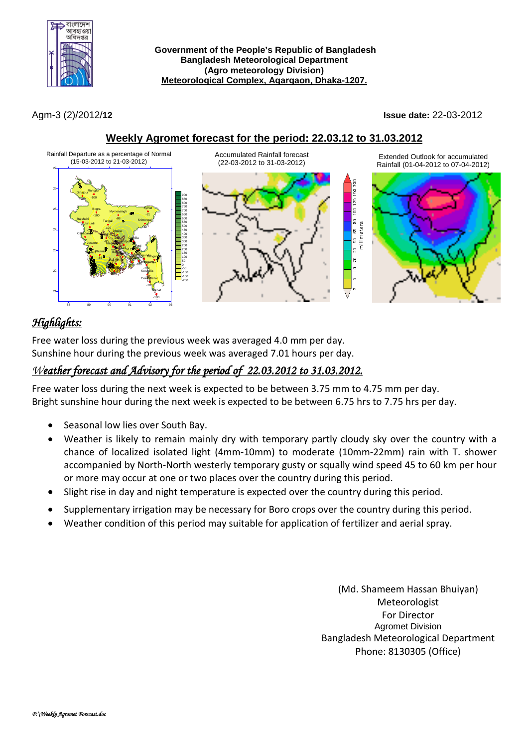**Government of the People's Republic of Bangladesh**
**Bangladesh Meteorological Department**
**(Agro meteorology Division)**
**Meteorological Complex, Agargaon, Dhaka-1207.**

Agm-3 (2)/2012/**12**

**Issue date:** 22-03-2012

## Weekly Agromet forecast for the period: 22.03.12 to 31.03.2012

Rainfall Departure as a percentage of Normal (15-03-2012 to 21-03-2012)

Accumulated Rainfall forecast (22-03-2012 to 31-03-2012)

Extended Outlook for accumulated Rainfall (01-04-2012 to 07-04-2012)

## *Highlights:*

Free water loss during the previous week was averaged 4.0 mm per day.
Sunshine hour during the previous week was averaged 7.01 hours per day.

### *Weather forecast and Advisory for the period of 22.03.2012 to 31.03.2012.*

Free water loss during the next week is expected to be between 3.75 mm to 4.75 mm per day.
Bright sunshine hour during the next week is expected to be between 6.75 hrs to 7.75 hrs per day.

- Seasonal low lies over South Bay.
- Weather is likely to remain mainly dry with temporary partly cloudy sky over the country with a chance of localized isolated light (4mm-10mm) to moderate (10mm-22mm) rain with T. shower accompanied by North-North westerly temporary gusty or squally wind speed 45 to 60 km per hour or more may occur at one or two places over the country during this period.
- Slight rise in day and night temperature is expected over the country during this period.
- Supplementary irrigation may be necessary for Boro crops over the country during this period.
- Weather condition of this period may suitable for application of fertilizer and aerial spray.

(Md. Shameem Hassan Bhuiyan)
Meteorologist
For Director
Agromet Division
Bangladesh Meteorological Department
Phone: 8130305 (Office)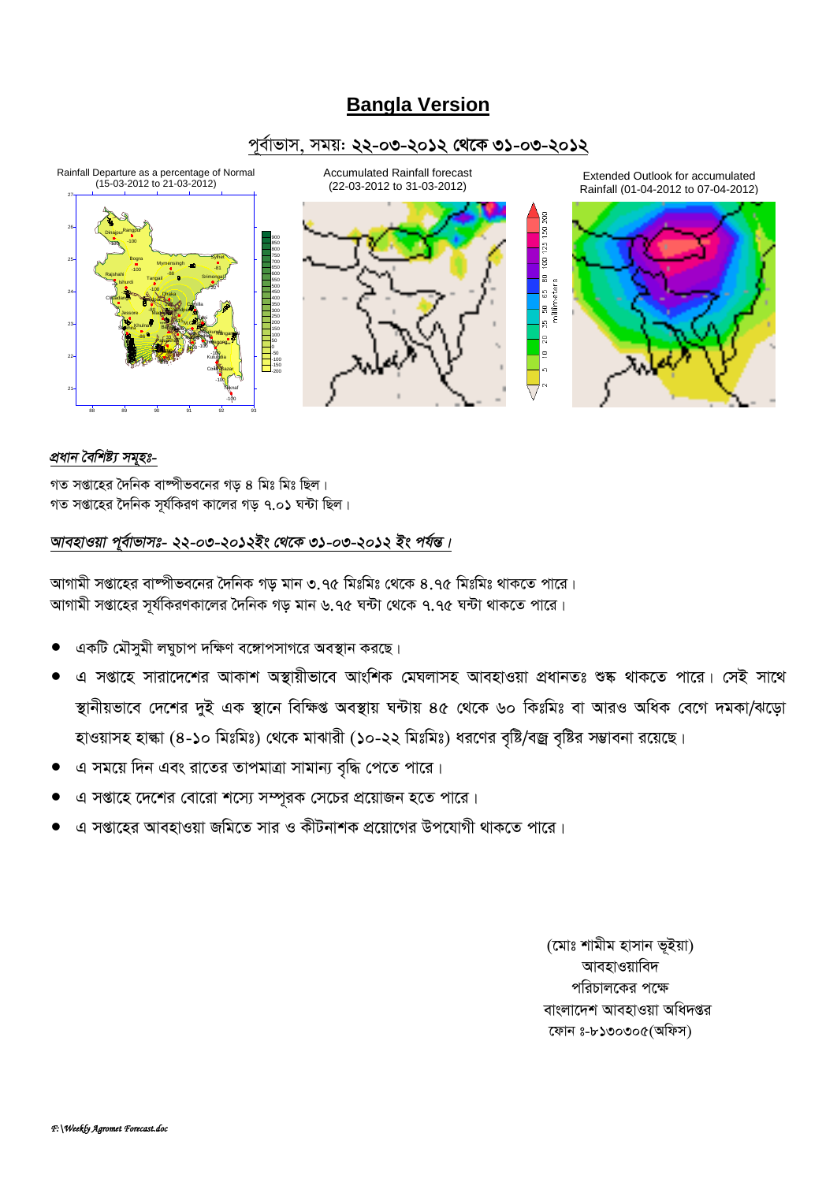# Bangla Version

## পূর্বাভাস, সময়: ২২-০৩-২০১২ থেকে ৩১-০৩-২০১২

Rainfall Departure as a percentage of Normal (15-03-2012 to 21-03-2012)

Accumulated Rainfall forecast (22-03-2012 to 31-03-2012)

Extended Outlook for accumulated Rainfall (01-04-2012 to 07-04-2012)

***প্রধান বৈশিষ্ট্য সমূহঃ-***

গত সপ্তাহের দৈনিক বাষ্পীভবনের গড় ৪ মিঃ মিঃ ছিল।
গত সপ্তাহের দৈনিক সূর্যকিরণ কালের গড় ৭.০১ ঘন্টা ছিল।

***আবহাওয়া পূর্বাভাসঃ- ২২-০৩-২০১২ইং থেকে ৩১-০৩-২০১২ ইং পর্যন্ত।***

আগামী সপ্তাহের বাষ্পীভবনের দৈনিক গড় মান ৩.৭৫ মিঃমিঃ থেকে ৪.৭৫ মিঃমিঃ থাকতে পারে।
আগামী সপ্তাহের সূর্যকিরণকালের দৈনিক গড় মান ৬.৭৫ ঘন্টা থেকে ৭.৭৫ ঘন্টা থাকতে পারে।

- একটি মৌসুমী লঘুচাপ দক্ষিণ বঙ্গোপসাগরে অবস্থান করছে।
- এ সপ্তাহে সারাদেশের আকাশ অস্থায়ীভাবে আংশিক মেঘলাসহ আবহাওয়া প্রধানতঃ শুষ্ক থাকতে পারে। সেই সাথে স্থানীয়ভাবে দেশের দুই এক স্থানে বিক্ষিপ্ত অবস্থায় ঘন্টায় ৪৫ থেকে ৬০ কিঃমিঃ বা আরও অধিক বেগে দমকা/ঝড়ো হাওয়াসহ হাল্কা (৪-১০ মিঃমিঃ) থেকে মাঝারী (১০-২২ মিঃমিঃ) ধরণের বৃষ্টি/বজ্র বৃষ্টির সম্ভাবনা রয়েছে।
- এ সময়ে দিন এবং রাতের তাপমাত্রা সামান্য বৃদ্ধি পেতে পারে।
- এ সপ্তাহে দেশের বোরো শস্যে সম্পূরক সেচের প্রয়োজন হতে পারে।
- এ সপ্তাহের আবহাওয়া জমিতে সার ও কীটনাশক প্রয়োগের উপযোগী থাকতে পারে।

(মোঃ শামীম হাসান ভূইয়া)
আবহাওয়াবিদ
পরিচালকের পক্ষে
বাংলাদেশ আবহাওয়া অধিদপ্তর
ফোন ঃ-৮১৩০৩০৫(অফিস)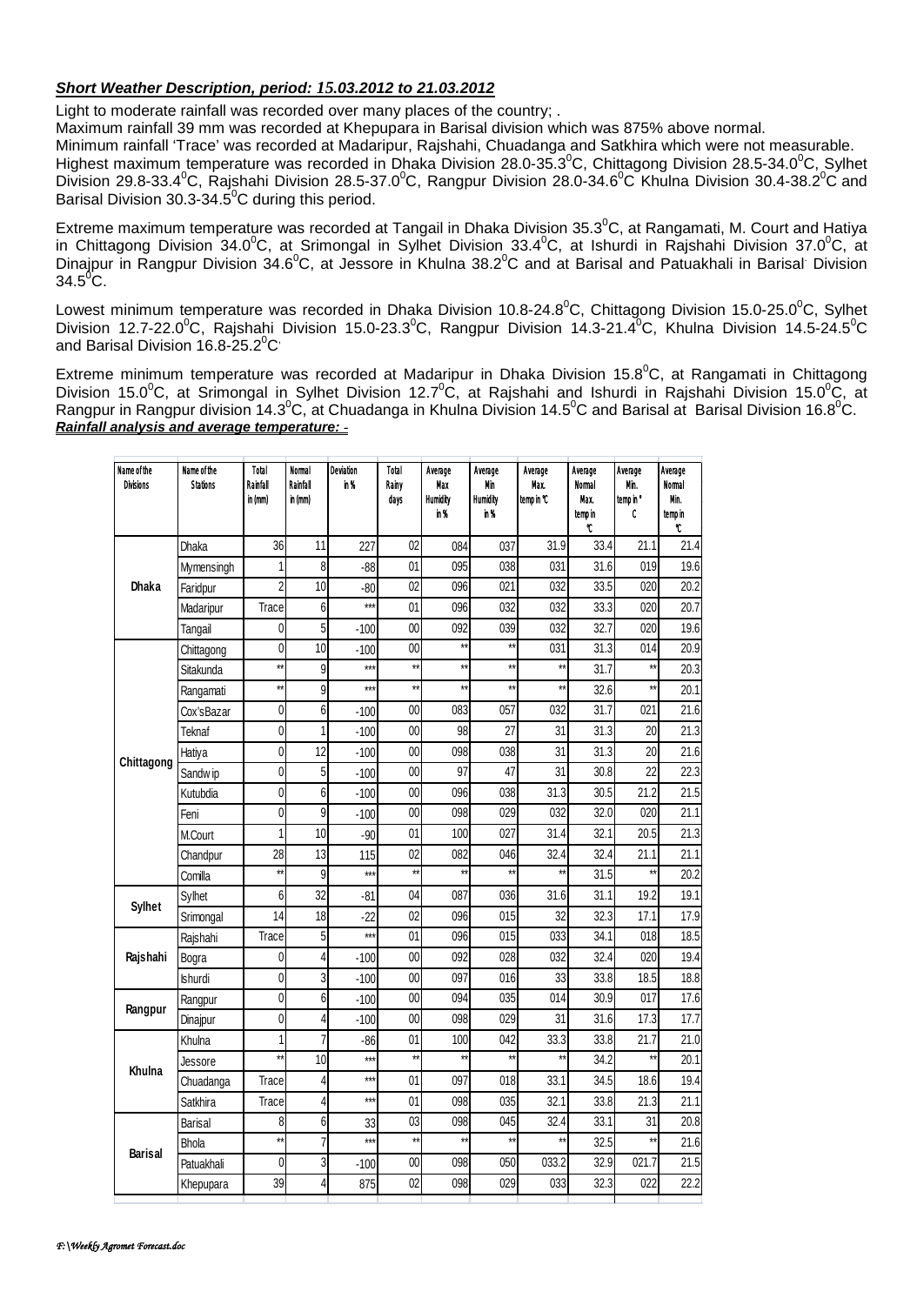***Short Weather Description, period: 15.03.2012 to 21.03.2012***

Light to moderate rainfall was recorded over many places of the country; .

Maximum rainfall 39 mm was recorded at Khepupara in Barisal division which was 875% above normal.

Minimum rainfall 'Trace' was recorded at Madaripur, Rajshahi, Chuadanga and Satkhira which were not measurable.

Highest maximum temperature was recorded in Dhaka Division 28.0-35.3$^0$C, Chittagong Division 28.5-34.0$^0$C, Sylhet Division 29.8-33.4$^0$C, Rajshahi Division 28.5-37.0$^0$C, Rangpur Division 28.0-34.6$^0$C Khulna Division 30.4-38.2$^0$C and Barisal Division 30.3-34.5$^0$C during this period.

Extreme maximum temperature was recorded at Tangail in Dhaka Division 35.3$^0$C, at Rangamati, M. Court and Hatiya in Chittagong Division 34.0$^0$C, at Srimongal in Sylhet Division 33.4$^0$C, at Ishurdi in Rajshahi Division 37.0$^0$C, at Dinajpur in Rangpur Division 34.6$^0$C, at Jessore in Khulna 38.2$^0$C and at Barisal and Patuakhali in Barisal Division 34.5$^0$C.

Lowest minimum temperature was recorded in Dhaka Division 10.8-24.8$^0$C, Chittagong Division 15.0-25.0$^0$C, Sylhet Division 12.7-22.0$^0$C, Rajshahi Division 15.0-23.3$^0$C, Rangpur Division 14.3-21.4$^0$C, Khulna Division 14.5-24.5$^0$C and Barisal Division 16.8-25.2$^0$C.

Extreme minimum temperature was recorded at Madaripur in Dhaka Division 15.8$^0$C, at Rangamati in Chittagong Division 15.0$^0$C, at Srimongal in Sylhet Division 12.7$^0$C, at Rajshahi and Ishurdi in Rajshahi Division 15.0$^0$C, at Rangpur in Rangpur division 14.3$^0$C, at Chuadanga in Khulna Division 14.5$^0$C and Barisal at Barisal Division 16.8$^0$C.

***Rainfall analysis and average temperature: -***

| Name of the Divisions | Name of the Stations | Total Rainfall in (mm) | Normal Rainfall in (mm) | Deviation in % | Total Rainy days | Average Max Humidity in % | Average Min Humidity in % | Average Max. temp in ℃ | Average Normal Max. temp in ℃ | Average Min. temp in ° C | Average Normal Min. temp in ℃ |
|---|---|---|---|---|---|---|---|---|---|---|---|
| Dhaka | Dhaka | 36 | 11 | 227 | 02 | 084 | 037 | 31.9 | 33.4 | 21.1 | 21.4 |
| | Mymensingh | 1 | 8 | -88 | 01 | 095 | 038 | 031 | 31.6 | 019 | 19.6 |
| | Faridpur | 2 | 10 | -80 | 02 | 096 | 021 | 032 | 33.5 | 020 | 20.2 |
| | Madaripur | Trace | 6 | *** | 01 | 096 | 032 | 032 | 33.3 | 020 | 20.7 |
| | Tangail | 0 | 5 | -100 | 00 | 092 | 039 | 032 | 32.7 | 020 | 19.6 |
| Chittagong | Chittagong | 0 | 10 | -100 | 00 | ** | ** | 031 | 31.3 | 014 | 20.9 |
| | Sitakunda | ** | 9 | *** | ** | ** | ** | ** | 31.7 | ** | 20.3 |
| | Rangamati | ** | 9 | *** | ** | ** | ** | ** | 32.6 | ** | 20.1 |
| | Cox'sBazar | 0 | 6 | -100 | 00 | 083 | 057 | 032 | 31.7 | 021 | 21.6 |
| | Teknaf | 0 | 1 | -100 | 00 | 98 | 27 | 31 | 31.3 | 20 | 21.3 |
| | Hatiya | 0 | 12 | -100 | 00 | 098 | 038 | 31 | 31.3 | 20 | 21.6 |
| | Sandwip | 0 | 5 | -100 | 00 | 97 | 47 | 31 | 30.8 | 22 | 22.3 |
| | Kutubdia | 0 | 6 | -100 | 00 | 096 | 038 | 31.3 | 30.5 | 21.2 | 21.5 |
| | Feni | 0 | 9 | -100 | 00 | 098 | 029 | 032 | 32.0 | 020 | 21.1 |
| | M.Court | 1 | 10 | -90 | 01 | 100 | 027 | 31.4 | 32.1 | 20.5 | 21.3 |
| | Chandpur | 28 | 13 | 115 | 02 | 082 | 046 | 32.4 | 32.4 | 21.1 | 21.1 |
| | Comilla | ** | 9 | *** | ** | ** | ** | ** | 31.5 | ** | 20.2 |
| Sylhet | Sylhet | 6 | 32 | -81 | 04 | 087 | 036 | 31.6 | 31.1 | 19.2 | 19.1 |
| | Srimongal | 14 | 18 | -22 | 02 | 096 | 015 | 32 | 32.3 | 17.1 | 17.9 |
| Rajshahi | Rajshahi | Trace | 5 | *** | 01 | 096 | 015 | 033 | 34.1 | 018 | 18.5 |
| | Bogra | 0 | 4 | -100 | 00 | 092 | 028 | 032 | 32.4 | 020 | 19.4 |
| | Ishurdi | 0 | 3 | -100 | 00 | 097 | 016 | 33 | 33.8 | 18.5 | 18.8 |
| Rangpur | Rangpur | 0 | 6 | -100 | 00 | 094 | 035 | 014 | 30.9 | 017 | 17.6 |
| | Dinajpur | 0 | 4 | -100 | 00 | 098 | 029 | 31 | 31.6 | 17.3 | 17.7 |
| Khulna | Khulna | 1 | 7 | -86 | 01 | 100 | 042 | 33.3 | 33.8 | 21.7 | 21.0 |
| | Jessore | ** | 10 | *** | ** | ** | ** | ** | 34.2 | ** | 20.1 |
| | Chuadanga | Trace | 4 | *** | 01 | 097 | 018 | 33.1 | 34.5 | 18.6 | 19.4 |
| | Satkhira | Trace | 4 | *** | 01 | 098 | 035 | 32.1 | 33.8 | 21.3 | 21.1 |
| Barisal | Barisal | 8 | 6 | 33 | 03 | 098 | 045 | 32.4 | 33.1 | 31 | 20.8 |
| | Bhola | ** | 7 | *** | ** | ** | ** | ** | 32.5 | ** | 21.6 |
| | Patuakhali | 0 | 3 | -100 | 00 | 098 | 050 | 033.2 | 32.9 | 021.7 | 21.5 |
| | Khepupara | 39 | 4 | 875 | 02 | 098 | 029 | 033 | 32.3 | 022 | 22.2 |